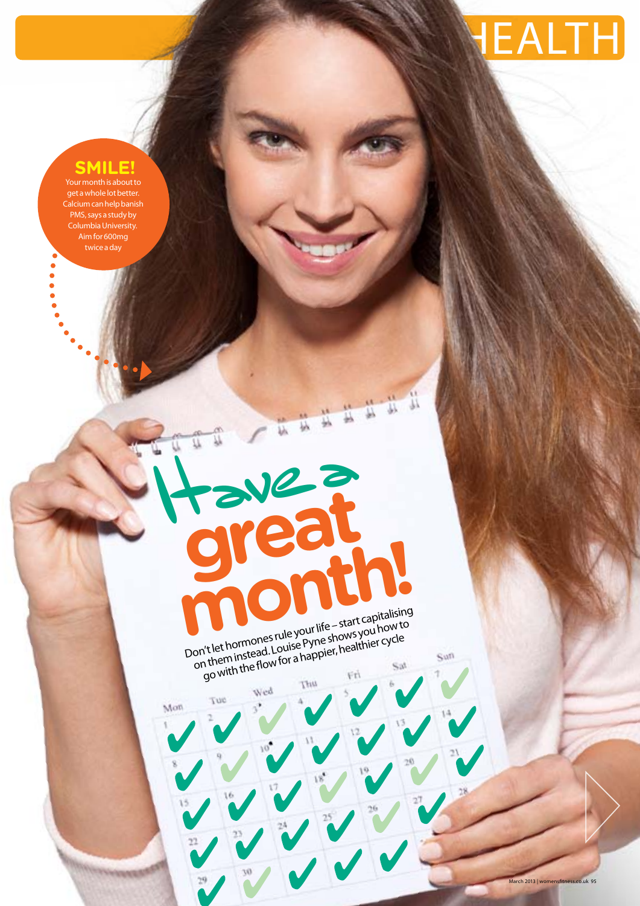# Have a great month!

Don't let hormones rule your life – start capitalising on them instead. Louise Pyne shows you how to go with the flow for a happier, healthier cycle

**SMILE!**

Your month is about to get a whole lot better. Calcium can help banish PMS, says a study by Columbia University. Aim for 600mg twice a day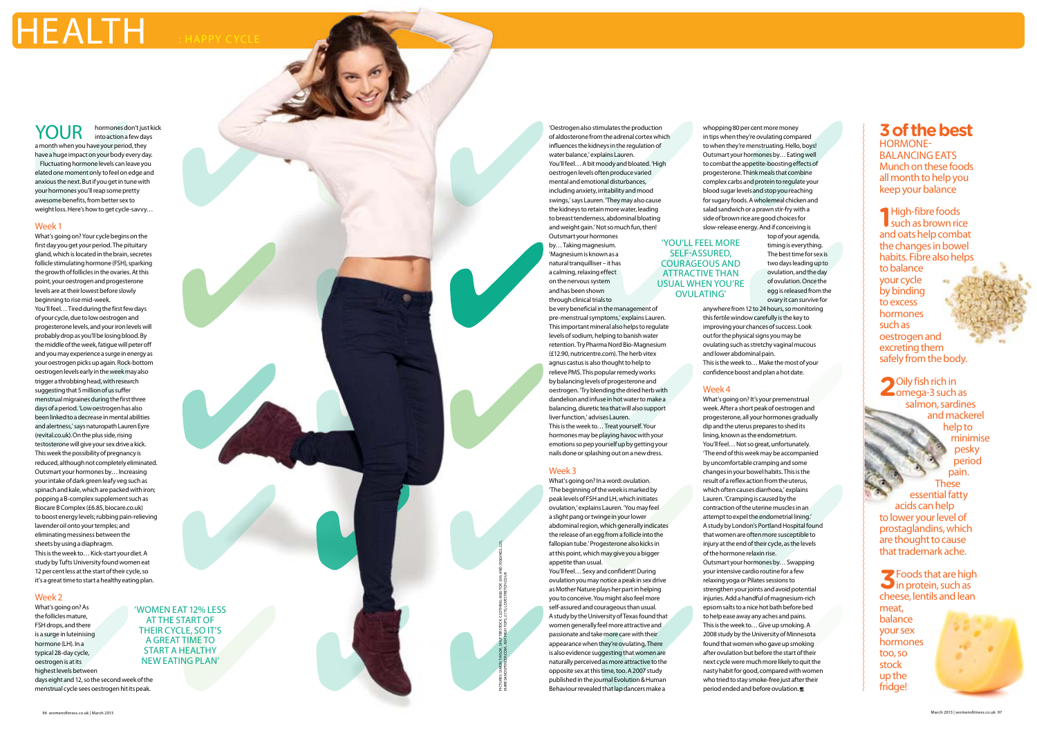# HEALTH : HAPPY CYCLE

YOUR hormones don't just kick into action a few days a month when you have your period, they have a huge impact on your body every day.

Fluctuating hormone levels can leave you elated one moment only to feel on edge and anxious the next. But if you get in tune with your hormones you'll reap some pretty awesome benefits, from better sex to weight loss. Here's how to get cycle-savvy…

## Week 1

What's going on? Your cycle begins on the first day you get your period. The pituitary gland, which is located in the brain, secretes follicle stimulating hormone (FSH), sparking the growth of follicles in the ovaries. At this point, your oestrogen and progesterone levels are at their lowest before slowly beginning to rise mid-week.

You'll feel… Tired during the first few days of your cycle, due to low oestrogen and progesterone levels, and your iron levels will probably drop as you'll be losing blood. By the middle of the week, fatigue will peter off and you may experience a surge in energy as your oestrogen picks up again. Rock-bottom oestrogen levels early in the week may also trigger a throbbing head, with research suggesting that 5 million of us suffer menstrual migraines during the first three days of a period. 'Low oestrogen has also been linked to a decrease in mental abilities and alertness,' says naturopath Lauren Eyre (revital.co.uk). On the plus side, rising testosterone will give your sex drive a kick. This week the possibility of pregnancy is reduced, although not completely eliminated.

Outsmart your hormones by… Increasing your intake of dark green leafy veg such as spinach and kale, which are packed with iron; popping a B-complex supplement such as Biocare B Complex (£6.85, biocare.co.uk) to boost energy levels; rubbing pain-relieving lavender oil onto your temples; and eliminating messiness between the sheets by using a diaphragm.

This is the week to… Kick-start your diet. A study by Tufts University found women eat 12 per cent less at the start of their cycle, so it's a great time to start a healthy eating plan.

## Week 2

What's going on? As the follicles mature, FSH drops, and there is a surge in luteinising hormone (LH). In a typical 28-day cycle, oestrogen is at its highest levels between days eight and 12, so the second week of the menstrual cycle sees oestrogen hit its peak.

> 'WOMEN EAT 12% LESS AT THE START OF THEIR CYCLE, SO IT'S A GREAT TIME TO START A HEALTHY NEW EATING PLAN'

'Oestrogen also stimulates the production of aldosterone from the adrenal cortex which influences the kidneys in the regulation of water balance,' explains Lauren.

You'll feel… A bit moody and bloated. 'High oestrogen levels often produce varied mental and emotional disturbances, including anxiety, irritability and mood swings,' says Lauren. 'They may also cause the kidneys to retain more water, leading to breast tenderness, abdominal bloating and weight gain.' Not so much fun, then!

Outsmart your hormones by… Taking magnesium. 'Magnesium is known as a natural tranquilliser – it has a calming, relaxing effect on the nervous system and has been shown through clinical trials to be very beneficial in the management of pre-menstrual symptoms,' explains Lauren. This important mineral also helps to regulate levels of sodium, helping to banish water retention. Try Pharma Nord Bio-Magnesium (£12.90, nutricentre.com). The herb vitex agnus castus is also thought to help to relieve PMS. This popular remedy works by balancing levels of progesterone and oestrogen. 'Try blending the dried herb with dandelion and infuse in hot water to make a balancing, diuretic tea that will also support liver function,' advises Lauren.

This is the week to… Treat yourself. Your hormones may be playing havoc with your emotions so pep yourself up by getting your nails done or splashing out on a new dress.

## Week 3

What's going on? In a word: ovulation. 'The beginning of the week is marked by peak levels of FSH and LH, which initiates ovulation,' explains Lauren. 'You may feel a slight pang or twinge in your lower abdominal region, which generally indicates the release of an egg from a follicle into the fallopian tube.' Progesterone also kicks in at this point, which may give you a bigger appetite than usual.

You'll feel… Sexy and confident! During ovulation you may notice a peak in sex drive as Mother Nature plays her part in helping you to conceive. You might also feel more self-assured and courageous than usual. A study by the University of Texas found that women generally feel more attractive and passionate and take more care with their appearance when they're ovulating. There is also evidence suggesting that women are naturally perceived as more attractive to the opposite sex at this time, too. A 2007 study published in the journal Evolution & Human Behaviour revealed that lap dancers make a whopping 80 per cent more money in tips when they're ovulating compared to when they're menstruating. Hello, boys!

Outsmart your hormones by… Eating well to combat the appetite-boosting effects of progesterone. Think meals that combine complex carbs and protein to regulate your blood sugar levels and stop you reaching for sugary foods. A wholemeal chicken and salad sandwich or a prawn stir-fry with a side of brown rice are good choices for slow-release energy. And if conceiving is top of your agenda, timing is everything. The best time for sex is two days leading up to ovulation, and the day of ovulation. Once the egg is released from the ovary it can survive for anywhere from 12 to 24 hours, so monitoring this fertile window carefully is the key to improving your chances of success. Look out for the physical signs you may be ovulating such as stretchy vaginal mucous and lower abdominal pain.

> 'YOU'LL FEEL MORE SELF-ASSURED, COURAGEOUS AND ATTRACTIVE THAN USUAL WHEN YOU'RE OVULATING'

This is the week to… Make the most of your confidence boost and plan a hot date.

## Week 4

What's going on? It's your premenstrual week. After a short peak of oestrogen and progesterone, all your hormones gradually dip and the uterus prepares to shed its lining, known as the endometrium.

You'll feel… Not so great, unfortunately. 'The end of this week may be accompanied by uncomfortable cramping and some changes in your bowel habits. This is the result of a reflex action from the uterus, which often causes diarrhoea,' explains Lauren. 'Cramping is caused by the contraction of the uterine muscles in an attempt to expel the endometrial lining.' A study by London's Portland Hospital found that women are often more susceptible to injury at the end of their cycle, as the levels of the hormone relaxin rise.

Outsmart your hormones by… Swapping your intensive cardio routine for a few relaxing yoga or Pilates sessions to strengthen your joints and avoid potential injuries. Add a handful of magnesium-rich epsom salts to a nice hot bath before bed to help ease away any aches and pains.

This is the week to… Give up smoking. A 2008 study by the University of Minnesota found that women who gave up smoking after ovulation but before the start of their next cycle were much more likely to quit the nasty habit for good, compared with women who tried to stay smoke-free just after their period ended and before ovulation.

PICTURES: SIMON TAYLOR, SHUTTERSTOCK. CLOTHING: M&S TOP, £69, AND JEGGINGS, £35, MARKSANDSPENCER.COM; ASH HIGH TOPS, £110, LOVESTRETCH.CO.UK

## 3 of the best

### HORMONE-BALANCING EATS

Munch on these foods all month to help you keep your balance

**1** High-fibre foods such as brown rice and oats help combat the changes in bowel habits. Fibre also helps to balance your cycle by binding to excess hormones such as oestrogen and excreting them safely from the body.

**2** Oily fish rich in omega-3 such as salmon, sardines and mackerel help to minimise pesky period pain. These essential fatty acids can help to lower your level of prostaglandins, which are thought to cause that trademark ache.

**3** Foods that are high in protein, such as cheese, lentils and lean meat, balance your sex hormones too, so stock up the fridge!